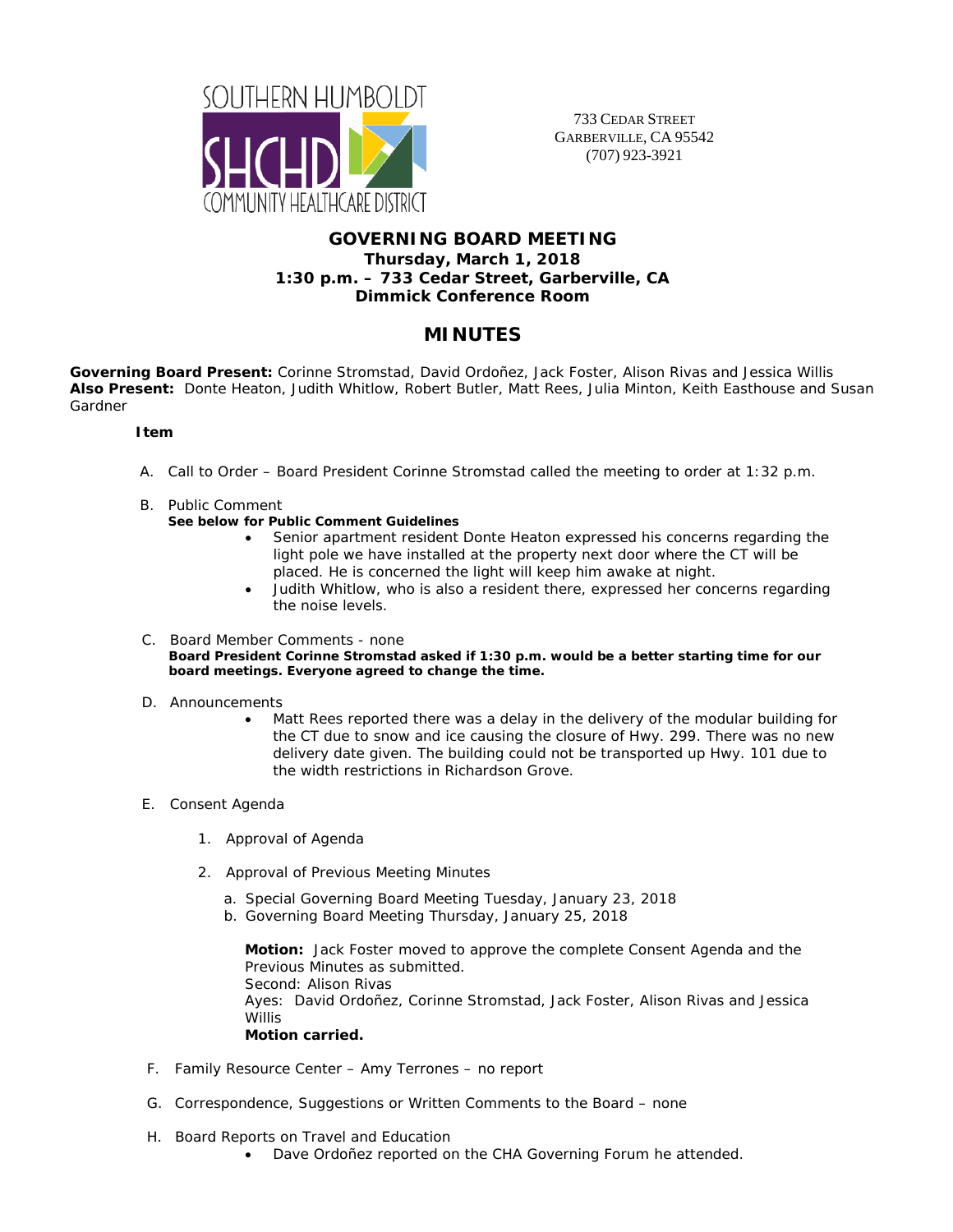SOUTHERN HUMBOLDT
SHCHD
COMMUNITY HEALTHCARE DISTRICT

733 CEDAR STREET
GARBERVILLE, CA 95542
(707) 923-3921

## GOVERNING BOARD MEETING
**Thursday, March 1, 2018**
**1:30 p.m. – 733 Cedar Street, Garberville, CA**
**Dimmick Conference Room**

# MINUTES

**Governing Board Present:** Corinne Stromstad, David Ordoñez, Jack Foster, Alison Rivas and Jessica Willis
**Also Present:** Donte Heaton, Judith Whitlow, Robert Butler, Matt Rees, Julia Minton, Keith Easthouse and Susan Gardner

**Item**

A. Call to Order – Board President Corinne Stromstad called the meeting to order at 1:32 p.m.

B. Public Comment
**See below for Public Comment Guidelines**
- Senior apartment resident Donte Heaton expressed his concerns regarding the light pole we have installed at the property next door where the CT will be placed. He is concerned the light will keep him awake at night.
- Judith Whitlow, who is also a resident there, expressed her concerns regarding the noise levels.

C. Board Member Comments - none
**Board President Corinne Stromstad asked if 1:30 p.m. would be a better starting time for our board meetings. Everyone agreed to change the time.**

D. Announcements
- Matt Rees reported there was a delay in the delivery of the modular building for the CT due to snow and ice causing the closure of Hwy. 299. There was no new delivery date given. The building could not be transported up Hwy. 101 due to the width restrictions in Richardson Grove.

E. Consent Agenda

1. Approval of Agenda

2. Approval of Previous Meeting Minutes

   a. Special Governing Board Meeting Tuesday, January 23, 2018
   b. Governing Board Meeting Thursday, January 25, 2018

   **Motion:** Jack Foster moved to approve the complete Consent Agenda and the Previous Minutes as submitted.
   Second: Alison Rivas
   Ayes: David Ordoñez, Corinne Stromstad, Jack Foster, Alison Rivas and Jessica Willis
   **Motion carried.**

F. Family Resource Center – Amy Terrones – no report

G. Correspondence, Suggestions or Written Comments to the Board – none

H. Board Reports on Travel and Education
- Dave Ordoñez reported on the CHA Governing Forum he attended.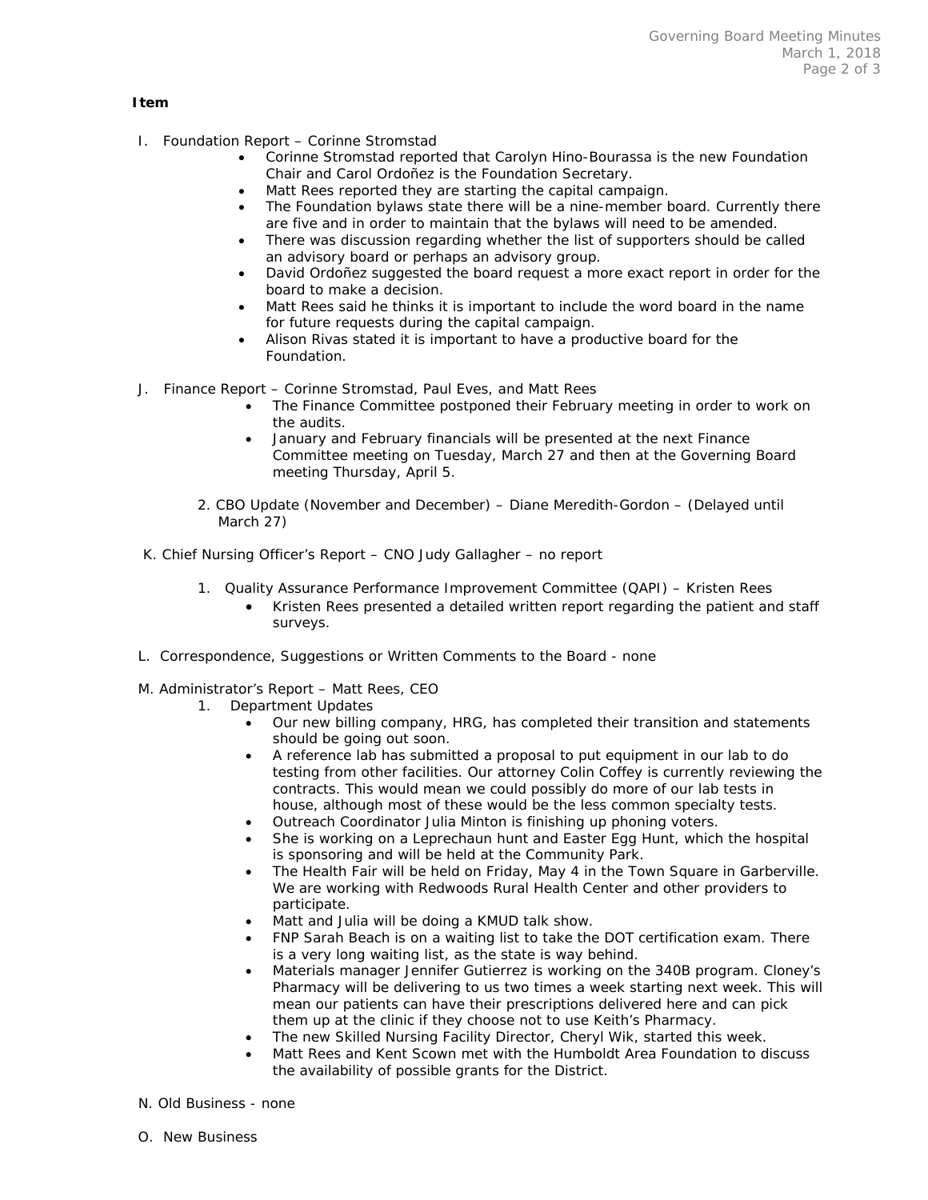**Item**

I. Foundation Report – Corinne Stromstad

- Corinne Stromstad reported that Carolyn Hino-Bourassa is the new Foundation Chair and Carol Ordoñez is the Foundation Secretary.
- Matt Rees reported they are starting the capital campaign.
- The Foundation bylaws state there will be a nine-member board. Currently there are five and in order to maintain that the bylaws will need to be amended.
- There was discussion regarding whether the list of supporters should be called an advisory board or perhaps an advisory group.
- David Ordoñez suggested the board request a more exact report in order for the board to make a decision.
- Matt Rees said he thinks it is important to include the word board in the name for future requests during the capital campaign.
- Alison Rivas stated it is important to have a productive board for the Foundation.

J. Finance Report – Corinne Stromstad, Paul Eves, and Matt Rees

- The Finance Committee postponed their February meeting in order to work on the audits.
- January and February financials will be presented at the next Finance Committee meeting on Tuesday, March 27 and then at the Governing Board meeting Thursday, April 5.

2. CBO Update (November and December) – Diane Meredith-Gordon – (Delayed until March 27)

K. Chief Nursing Officer's Report – CNO Judy Gallagher – no report

1. Quality Assurance Performance Improvement Committee (QAPI) – Kristen Rees
   - Kristen Rees presented a detailed written report regarding the patient and staff surveys.

L. Correspondence, Suggestions or Written Comments to the Board - none

M. Administrator's Report – Matt Rees, CEO

1. Department Updates
   - Our new billing company, HRG, has completed their transition and statements should be going out soon.
   - A reference lab has submitted a proposal to put equipment in our lab to do testing from other facilities. Our attorney Colin Coffey is currently reviewing the contracts. This would mean we could possibly do more of our lab tests in house, although most of these would be the less common specialty tests.
   - Outreach Coordinator Julia Minton is finishing up phoning voters.
   - She is working on a Leprechaun hunt and Easter Egg Hunt, which the hospital is sponsoring and will be held at the Community Park.
   - The Health Fair will be held on Friday, May 4 in the Town Square in Garberville. We are working with Redwoods Rural Health Center and other providers to participate.
   - Matt and Julia will be doing a KMUD talk show.
   - FNP Sarah Beach is on a waiting list to take the DOT certification exam. There is a very long waiting list, as the state is way behind.
   - Materials manager Jennifer Gutierrez is working on the 340B program. Cloney's Pharmacy will be delivering to us two times a week starting next week. This will mean our patients can have their prescriptions delivered here and can pick them up at the clinic if they choose not to use Keith's Pharmacy.
   - The new Skilled Nursing Facility Director, Cheryl Wik, started this week.
   - Matt Rees and Kent Scown met with the Humboldt Area Foundation to discuss the availability of possible grants for the District.

N. Old Business - none

O. New Business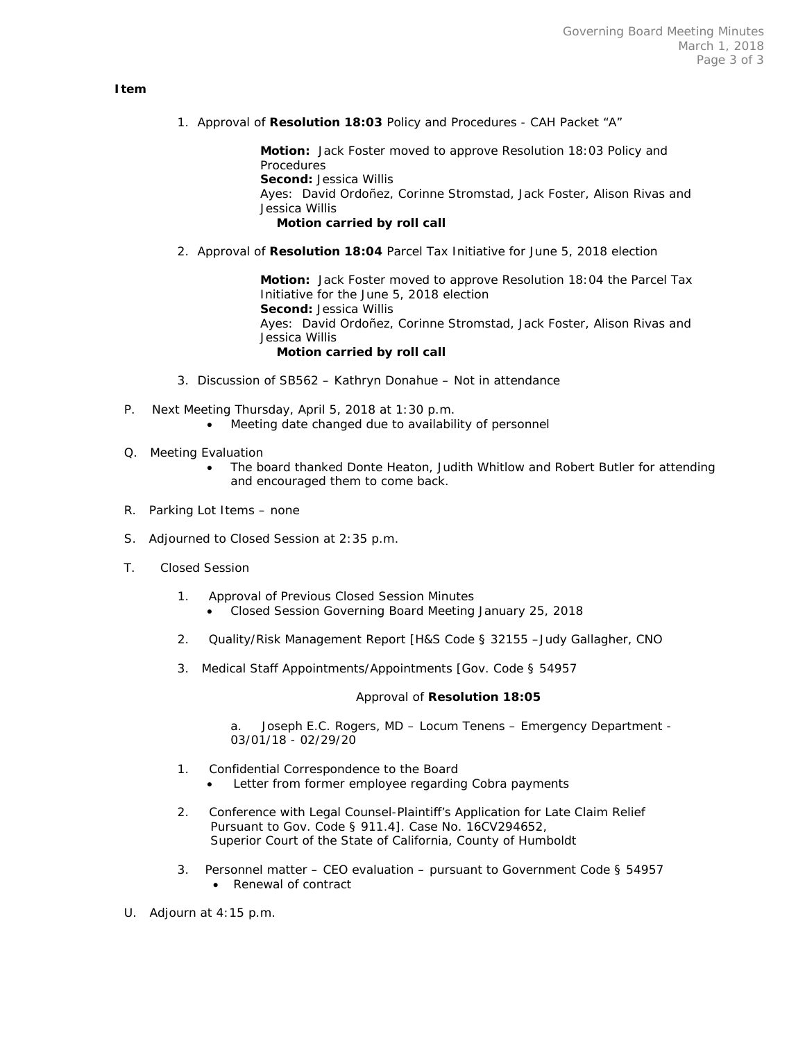**Item**

1. Approval of **Resolution 18:03** Policy and Procedures - CAH Packet "A"

   **Motion:** Jack Foster moved to approve Resolution 18:03 Policy and Procedures
   **Second:** Jessica Willis
   Ayes: David Ordoñez, Corinne Stromstad, Jack Foster, Alison Rivas and Jessica Willis
   **Motion carried by roll call**

2. Approval of **Resolution 18:04** Parcel Tax Initiative for June 5, 2018 election

   **Motion:** Jack Foster moved to approve Resolution 18:04 the Parcel Tax Initiative for the June 5, 2018 election
   **Second:** Jessica Willis
   Ayes: David Ordoñez, Corinne Stromstad, Jack Foster, Alison Rivas and Jessica Willis
   **Motion carried by roll call**

3. Discussion of SB562 – Kathryn Donahue – Not in attendance

P. Next Meeting Thursday, April 5, 2018 at 1:30 p.m.
- Meeting date changed due to availability of personnel

Q. Meeting Evaluation
- The board thanked Donte Heaton, Judith Whitlow and Robert Butler for attending and encouraged them to come back.

R. Parking Lot Items – none

S. Adjourned to Closed Session at 2:35 p.m.

T. Closed Session

1. Approval of Previous Closed Session Minutes
   - Closed Session Governing Board Meeting January 25, 2018

2. Quality/Risk Management Report [H&S Code § 32155 –Judy Gallagher, CNO

3. Medical Staff Appointments/Appointments [Gov. Code § 54957

   Approval of **Resolution 18:05**

   a. Joseph E.C. Rogers, MD – Locum Tenens – Emergency Department - 03/01/18 - 02/29/20

1. Confidential Correspondence to the Board
   - Letter from former employee regarding Cobra payments

2. Conference with Legal Counsel-Plaintiff's Application for Late Claim Relief Pursuant to Gov. Code § 911.4]. Case No. 16CV294652, Superior Court of the State of California, County of Humboldt

3. Personnel matter – CEO evaluation – pursuant to Government Code § 54957
   - Renewal of contract

U. Adjourn at 4:15 p.m.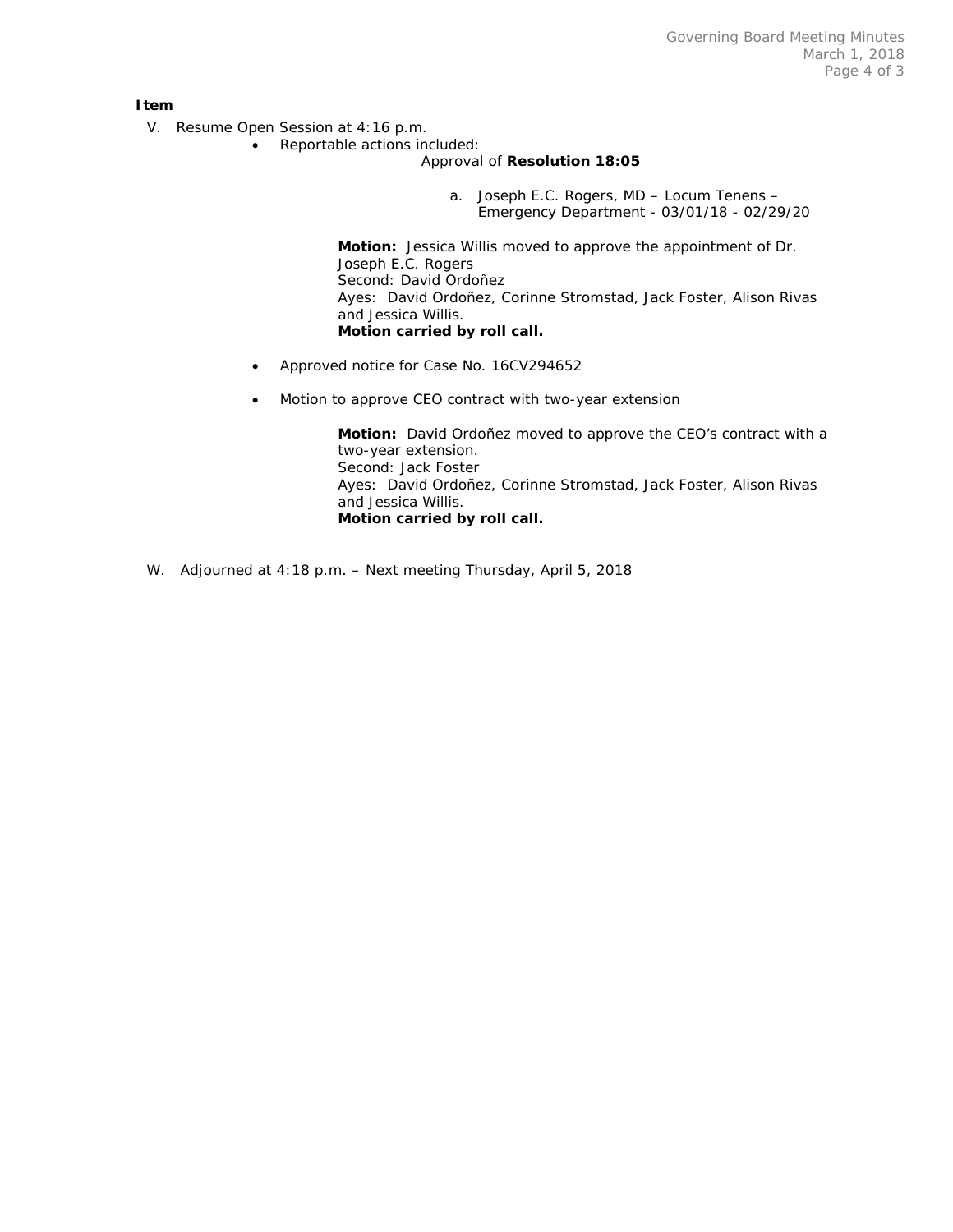**Item**

V. Resume Open Session at 4:16 p.m.
   - Reportable actions included:

     Approval of **Resolution 18:05**

     a. Joseph E.C. Rogers, MD – Locum Tenens – Emergency Department - 03/01/18 - 02/29/20

     **Motion:** Jessica Willis moved to approve the appointment of Dr. Joseph E.C. Rogers
     Second: David Ordoñez
     Ayes: David Ordoñez, Corinne Stromstad, Jack Foster, Alison Rivas and Jessica Willis.
     **Motion carried by roll call.**

   - Approved notice for Case No. 16CV294652

   - Motion to approve CEO contract with two-year extension

     **Motion:** David Ordoñez moved to approve the CEO's contract with a two-year extension.
     Second: Jack Foster
     Ayes: David Ordoñez, Corinne Stromstad, Jack Foster, Alison Rivas and Jessica Willis.
     **Motion carried by roll call.**

W. Adjourned at 4:18 p.m. – Next meeting Thursday, April 5, 2018